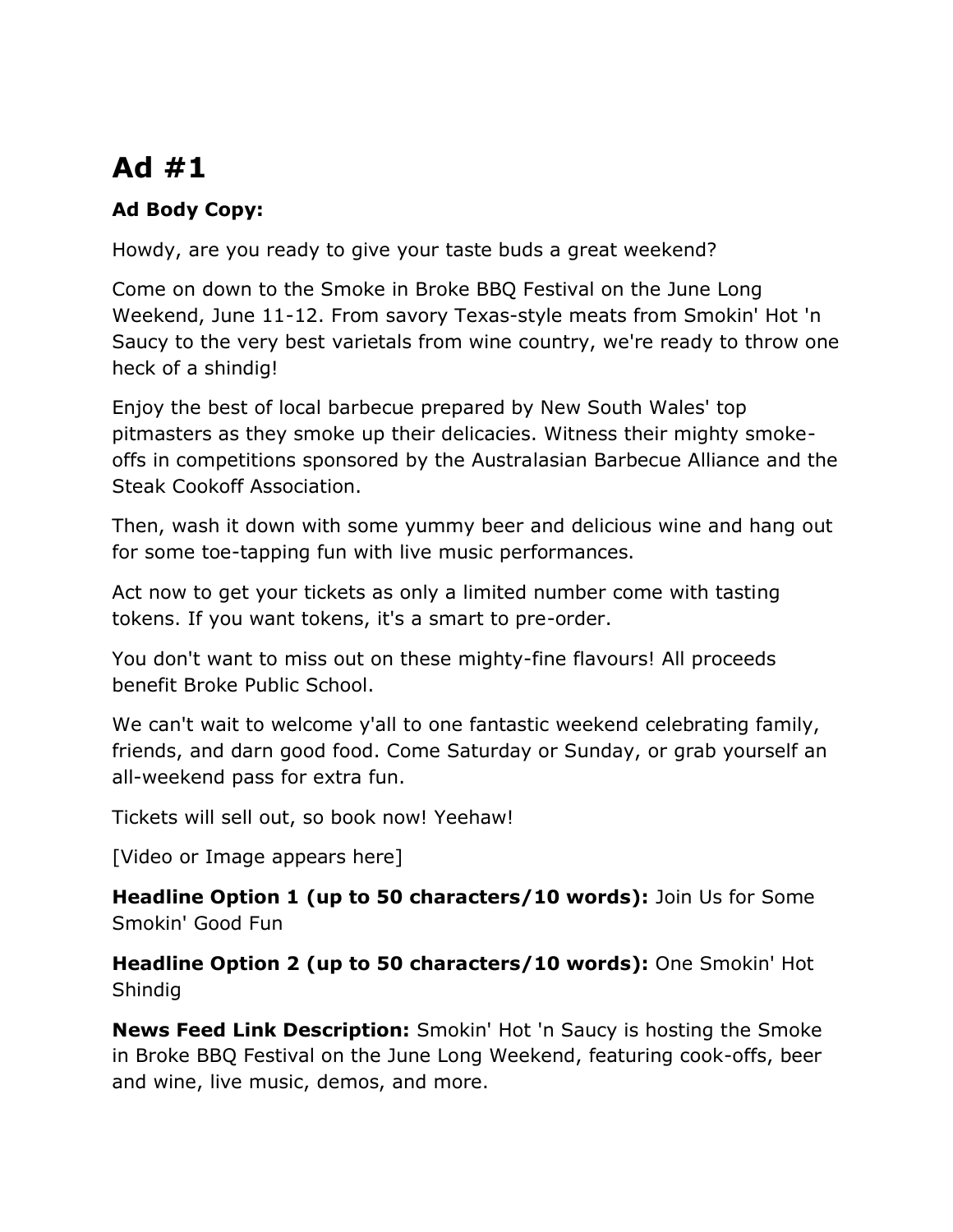# Ad #1

**Ad Body Copy:**

Howdy, are you ready to give your taste buds a great weekend?

Come on down to the Smoke in Broke BBQ Festival on the June Long Weekend, June 11-12. From savory Texas-style meats from Smokin' Hot 'n Saucy to the very best varietals from wine country, we're ready to throw one heck of a shindig!

Enjoy the best of local barbecue prepared by New South Wales' top pitmasters as they smoke up their delicacies. Witness their mighty smoke-offs in competitions sponsored by the Australasian Barbecue Alliance and the Steak Cookoff Association.

Then, wash it down with some yummy beer and delicious wine and hang out for some toe-tapping fun with live music performances.

Act now to get your tickets as only a limited number come with tasting tokens. If you want tokens, it's a smart to pre-order.

You don't want to miss out on these mighty-fine flavours! All proceeds benefit Broke Public School.

We can't wait to welcome y'all to one fantastic weekend celebrating family, friends, and darn good food. Come Saturday or Sunday, or grab yourself an all-weekend pass for extra fun.

Tickets will sell out, so book now! Yeehaw!

[Video or Image appears here]

**Headline Option 1 (up to 50 characters/10 words):** Join Us for Some Smokin' Good Fun

**Headline Option 2 (up to 50 characters/10 words):** One Smokin' Hot Shindig

**News Feed Link Description:** Smokin' Hot 'n Saucy is hosting the Smoke in Broke BBQ Festival on the June Long Weekend, featuring cook-offs, beer and wine, live music, demos, and more.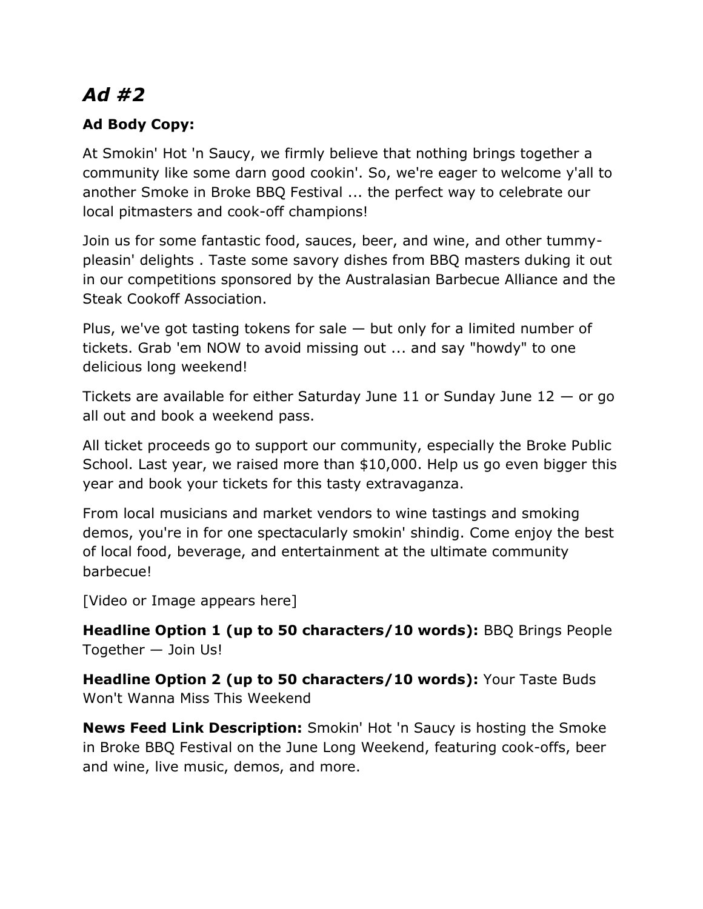## *Ad #2*

**Ad Body Copy:**

At Smokin' Hot 'n Saucy, we firmly believe that nothing brings together a community like some darn good cookin'. So, we're eager to welcome y'all to another Smoke in Broke BBQ Festival ... the perfect way to celebrate our local pitmasters and cook-off champions!

Join us for some fantastic food, sauces, beer, and wine, and other tummy-pleasin' delights . Taste some savory dishes from BBQ masters duking it out in our competitions sponsored by the Australasian Barbecue Alliance and the Steak Cookoff Association.

Plus, we've got tasting tokens for sale — but only for a limited number of tickets. Grab 'em NOW to avoid missing out ... and say "howdy" to one delicious long weekend!

Tickets are available for either Saturday June 11 or Sunday June 12 — or go all out and book a weekend pass.

All ticket proceeds go to support our community, especially the Broke Public School. Last year, we raised more than $10,000. Help us go even bigger this year and book your tickets for this tasty extravaganza.

From local musicians and market vendors to wine tastings and smoking demos, you're in for one spectacularly smokin' shindig. Come enjoy the best of local food, beverage, and entertainment at the ultimate community barbecue!

[Video or Image appears here]

**Headline Option 1 (up to 50 characters/10 words):** BBQ Brings People Together — Join Us!

**Headline Option 2 (up to 50 characters/10 words):** Your Taste Buds Won't Wanna Miss This Weekend

**News Feed Link Description:** Smokin' Hot 'n Saucy is hosting the Smoke in Broke BBQ Festival on the June Long Weekend, featuring cook-offs, beer and wine, live music, demos, and more.